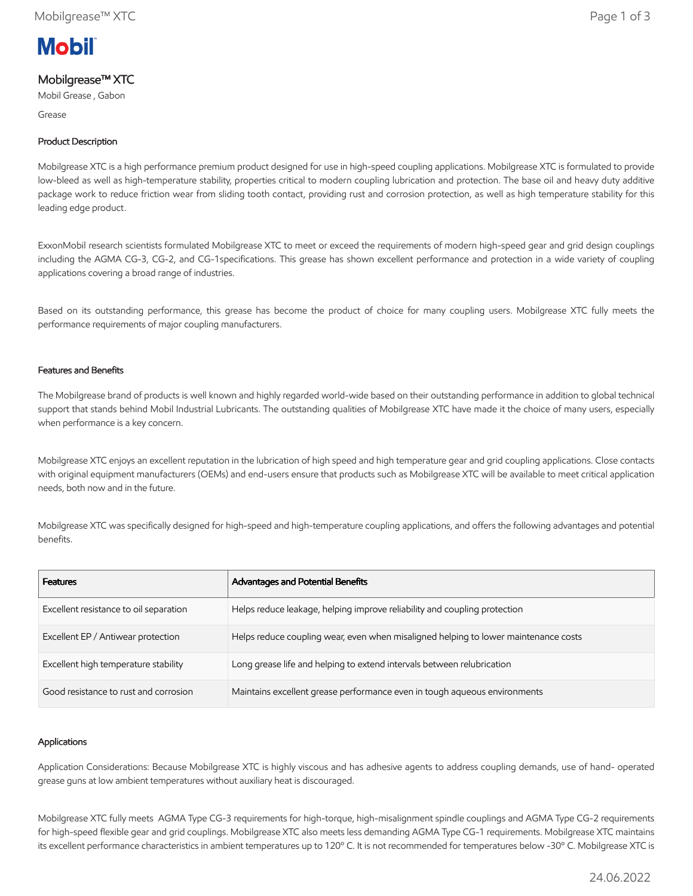**Mobil**

# Mobilgrease™ XTC

Mobil Grease , Gabon

Grease

## Product Description

Mobilgrease XTC is a high performance premium product designed for use in high-speed coupling applications. Mobilgrease XTC is formulated to provide low-bleed as well as high-temperature stability, properties critical to modern coupling lubrication and protection. The base oil and heavy duty additive package work to reduce friction wear from sliding tooth contact, providing rust and corrosion protection, as well as high temperature stability for this leading edge product.

ExxonMobil research scientists formulated Mobilgrease XTC to meet or exceed the requirements of modern high-speed gear and grid design couplings including the AGMA CG-3, CG-2, and CG-1specifications. This grease has shown excellent performance and protection in a wide variety of coupling applications covering a broad range of industries.

Based on its outstanding performance, this grease has become the product of choice for many coupling users. Mobilgrease XTC fully meets the performance requirements of major coupling manufacturers.

## Features and Benefits

The Mobilgrease brand of products is well known and highly regarded world-wide based on their outstanding performance in addition to global technical support that stands behind Mobil Industrial Lubricants. The outstanding qualities of Mobilgrease XTC have made it the choice of many users, especially when performance is a key concern.

Mobilgrease XTC enjoys an excellent reputation in the lubrication of high speed and high temperature gear and grid coupling applications. Close contacts with original equipment manufacturers (OEMs) and end-users ensure that products such as Mobilgrease XTC will be available to meet critical application needs, both now and in the future.

Mobilgrease XTC was specifically designed for high-speed and high-temperature coupling applications, and offers the following advantages and potential benefits.

| Features | Advantages and Potential Benefits |
| --- | --- |
| Excellent resistance to oil separation | Helps reduce leakage, helping improve reliability and coupling protection |
| Excellent EP / Antiwear protection | Helps reduce coupling wear, even when misaligned helping to lower maintenance costs |
| Excellent high temperature stability | Long grease life and helping to extend intervals between relubrication |
| Good resistance to rust and corrosion | Maintains excellent grease performance even in tough aqueous environments |

## Applications

Application Considerations: Because Mobilgrease XTC is highly viscous and has adhesive agents to address coupling demands, use of hand- operated grease guns at low ambient temperatures without auxiliary heat is discouraged.

Mobilgrease XTC fully meets AGMA Type CG-3 requirements for high-torque, high-misalignment spindle couplings and AGMA Type CG-2 requirements for high-speed flexible gear and grid couplings. Mobilgrease XTC also meets less demanding AGMA Type CG-1 requirements. Mobilgrease XTC maintains its excellent performance characteristics in ambient temperatures up to 120º C. It is not recommended for temperatures below -30º C. Mobilgrease XTC is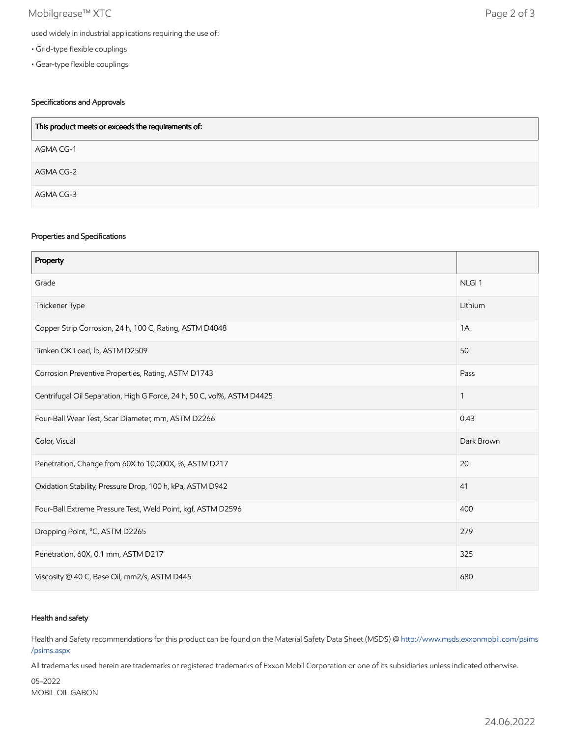used widely in industrial applications requiring the use of:

- Grid-type flexible couplings
- Gear-type flexible couplings

### Specifications and Approvals

| This product meets or exceeds the requirements of: |
|---|
| AGMA CG-1 |
| AGMA CG-2 |
| AGMA CG-3 |

### Properties and Specifications

| Property | |
|---|---|
| Grade | NLGI 1 |
| Thickener Type | Lithium |
| Copper Strip Corrosion, 24 h, 100 C, Rating, ASTM D4048 | 1A |
| Timken OK Load, lb, ASTM D2509 | 50 |
| Corrosion Preventive Properties, Rating, ASTM D1743 | Pass |
| Centrifugal Oil Separation, High G Force, 24 h, 50 C, vol%, ASTM D4425 | 1 |
| Four-Ball Wear Test, Scar Diameter, mm, ASTM D2266 | 0.43 |
| Color, Visual | Dark Brown |
| Penetration, Change from 60X to 10,000X, %, ASTM D217 | 20 |
| Oxidation Stability, Pressure Drop, 100 h, kPa, ASTM D942 | 41 |
| Four-Ball Extreme Pressure Test, Weld Point, kgf, ASTM D2596 | 400 |
| Dropping Point, °C, ASTM D2265 | 279 |
| Penetration, 60X, 0.1 mm, ASTM D217 | 325 |
| Viscosity @ 40 C, Base Oil, mm2/s, ASTM D445 | 680 |

### Health and safety

Health and Safety recommendations for this product can be found on the Material Safety Data Sheet (MSDS) @ http://www.msds.exxonmobil.com/psims/psims.aspx

All trademarks used herein are trademarks or registered trademarks of Exxon Mobil Corporation or one of its subsidiaries unless indicated otherwise.

05-2022
MOBIL OIL GABON

24.06.2022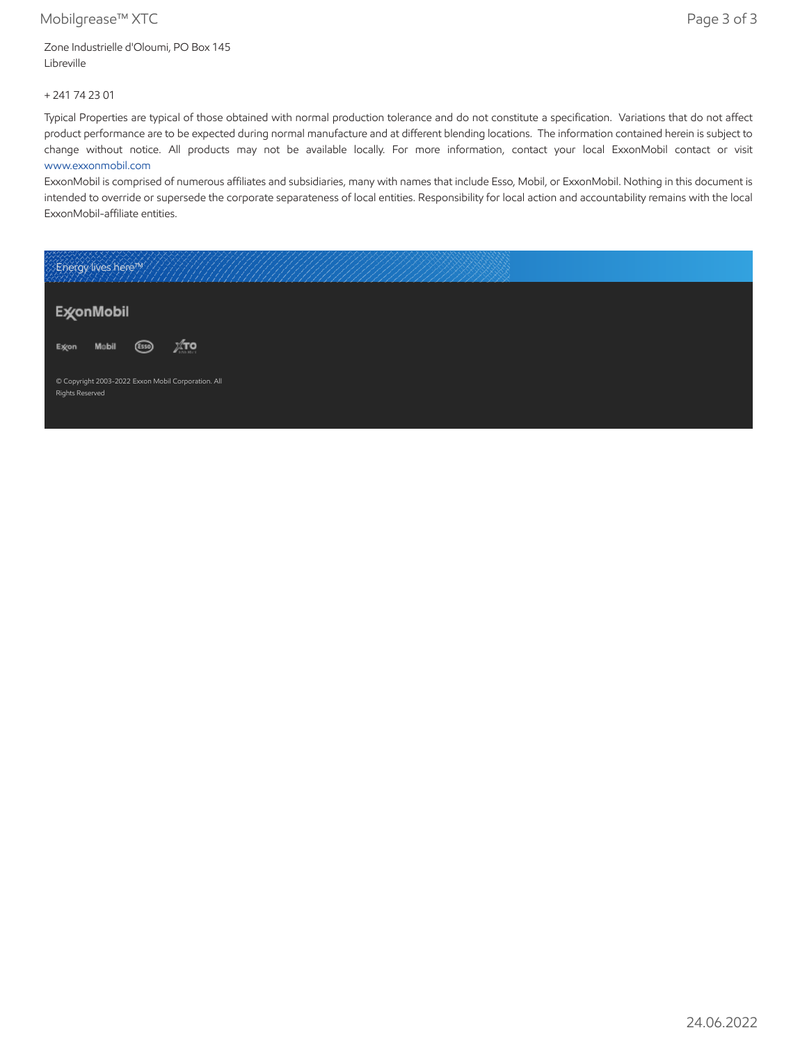Zone Industrielle d'Oloumi, PO Box 145
Libreville

+ 241 74 23 01

Typical Properties are typical of those obtained with normal production tolerance and do not constitute a specification. Variations that do not affect product performance are to be expected during normal manufacture and at different blending locations. The information contained herein is subject to change without notice. All products may not be available locally. For more information, contact your local ExxonMobil contact or visit www.exxonmobil.com

ExxonMobil is comprised of numerous affiliates and subsidiaries, many with names that include Esso, Mobil, or ExxonMobil. Nothing in this document is intended to override or supersede the corporate separateness of local entities. Responsibility for local action and accountability remains with the local ExxonMobil-affiliate entities.

Energy lives here™

ExxonMobil

Exxon Mobil Esso XTO

© Copyright 2003-2022 Exxon Mobil Corporation. All Rights Reserved